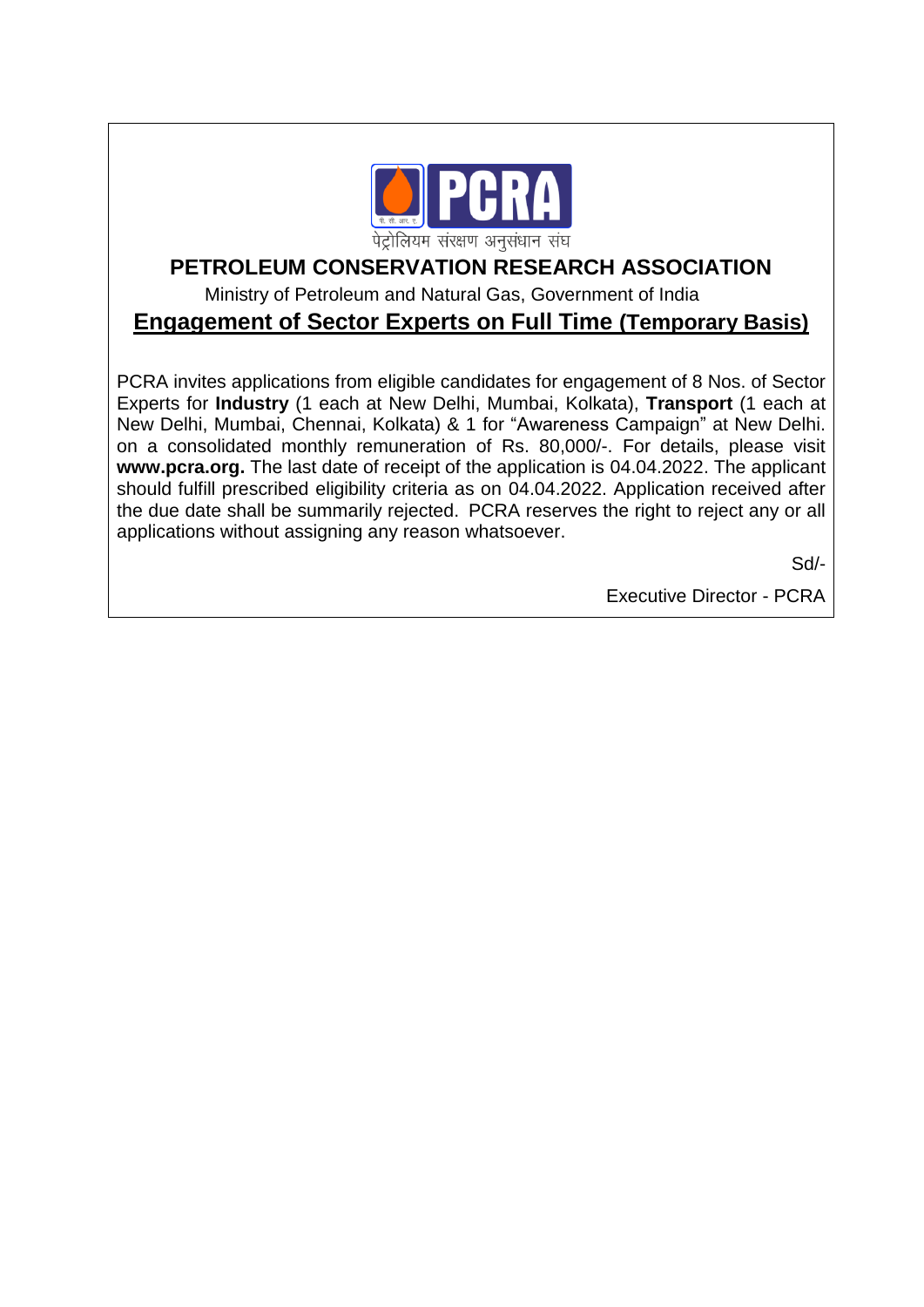पेट्रोलियम संरक्षण अनुसंधान संघ

# PETROLEUM CONSERVATION RESEARCH ASSOCIATION

Ministry of Petroleum and Natural Gas, Government of India

## Engagement of Sector Experts on Full Time (Temporary Basis)

PCRA invites applications from eligible candidates for engagement of 8 Nos. of Sector Experts for **Industry** (1 each at New Delhi, Mumbai, Kolkata), **Transport** (1 each at New Delhi, Mumbai, Chennai, Kolkata) & 1 for "Awareness Campaign" at New Delhi. on a consolidated monthly remuneration of Rs. 80,000/-. For details, please visit **www.pcra.org.** The last date of receipt of the application is 04.04.2022. The applicant should fulfill prescribed eligibility criteria as on 04.04.2022. Application received after the due date shall be summarily rejected. PCRA reserves the right to reject any or all applications without assigning any reason whatsoever.

Sd/-

Executive Director - PCRA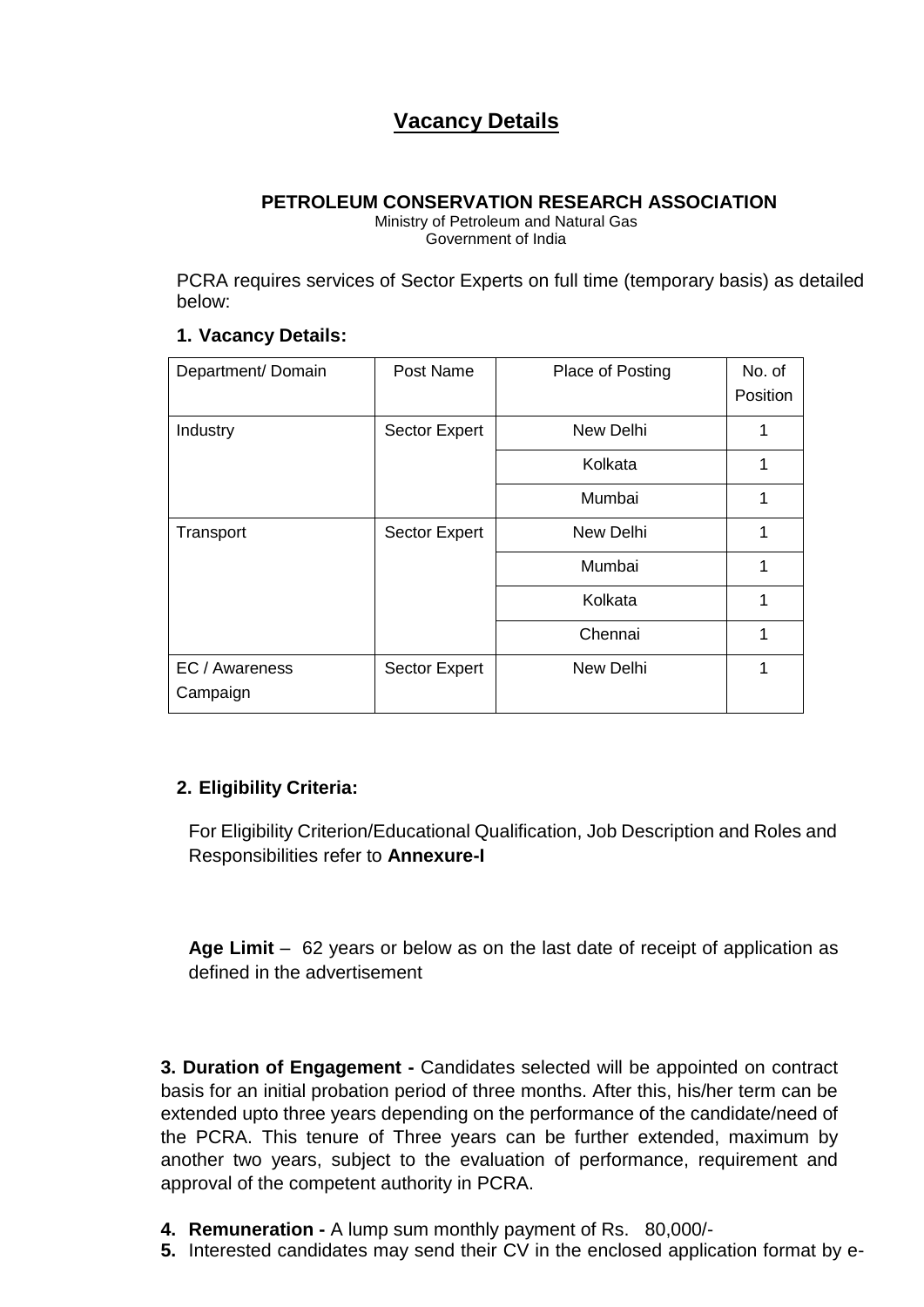# Vacancy Details

**PETROLEUM CONSERVATION RESEARCH ASSOCIATION**

Ministry of Petroleum and Natural Gas
Government of India

PCRA requires services of Sector Experts on full time (temporary basis) as detailed below:

**1. Vacancy Details:**

| Department/ Domain | Post Name | Place of Posting | No. of Position |
|---|---|---|---|
| Industry | Sector Expert | New Delhi | 1 |
| | | Kolkata | 1 |
| | | Mumbai | 1 |
| Transport | Sector Expert | New Delhi | 1 |
| | | Mumbai | 1 |
| | | Kolkata | 1 |
| | | Chennai | 1 |
| EC / Awareness Campaign | Sector Expert | New Delhi | 1 |

**2. Eligibility Criteria:**

For Eligibility Criterion/Educational Qualification, Job Description and Roles and Responsibilities refer to **Annexure-I**

**Age Limit** – 62 years or below as on the last date of receipt of application as defined in the advertisement

**3. Duration of Engagement -** Candidates selected will be appointed on contract basis for an initial probation period of three months. After this, his/her term can be extended upto three years depending on the performance of the candidate/need of the PCRA. This tenure of Three years can be further extended, maximum by another two years, subject to the evaluation of performance, requirement and approval of the competent authority in PCRA.

**4. Remuneration -** A lump sum monthly payment of Rs. 80,000/-

**5.** Interested candidates may send their CV in the enclosed application format by e-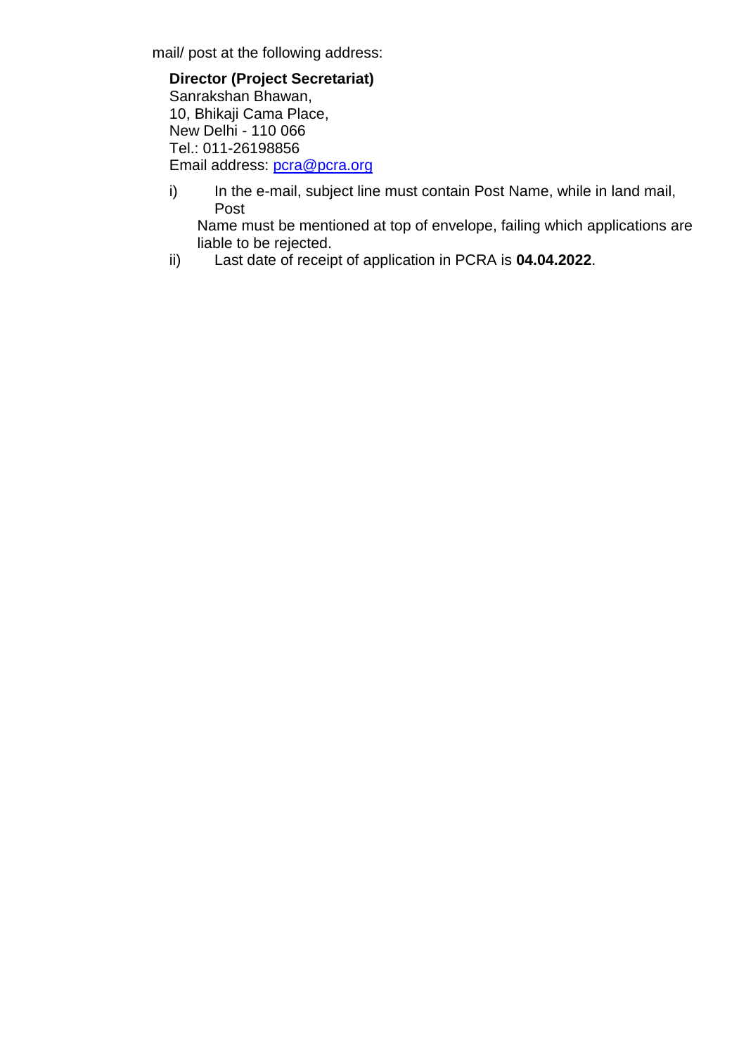mail/ post at the following address:

**Director (Project Secretariat)**
Sanrakshan Bhawan,
10, Bhikaji Cama Place,
New Delhi - 110 066
Tel.: 011-26198856
Email address: pcra@pcra.org

i) In the e-mail, subject line must contain Post Name, while in land mail, Post Name must be mentioned at top of envelope, failing which applications are liable to be rejected.

ii) Last date of receipt of application in PCRA is **04.04.2022**.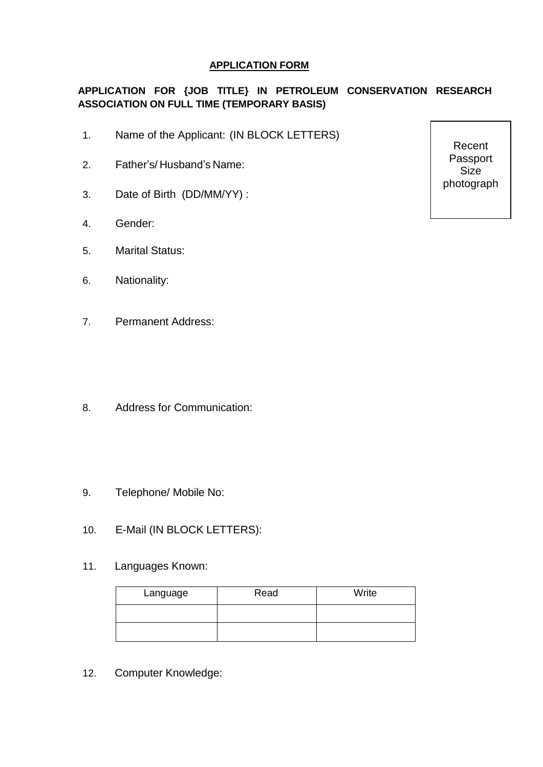**APPLICATION FORM**

**APPLICATION FOR {JOB TITLE} IN PETROLEUM CONSERVATION RESEARCH ASSOCIATION ON FULL TIME (TEMPORARY BASIS)**

Recent Passport Size photograph

1. Name of the Applicant: (IN BLOCK LETTERS)
2. Father's/ Husband's Name:
3. Date of Birth (DD/MM/YY) :
4. Gender:
5. Marital Status:
6. Nationality:
7. Permanent Address:

8. Address for Communication:

9. Telephone/ Mobile No:
10. E-Mail (IN BLOCK LETTERS):
11. Languages Known:

| Language | Read | Write |
|---|---|---|
| | | |
| | | |

12. Computer Knowledge: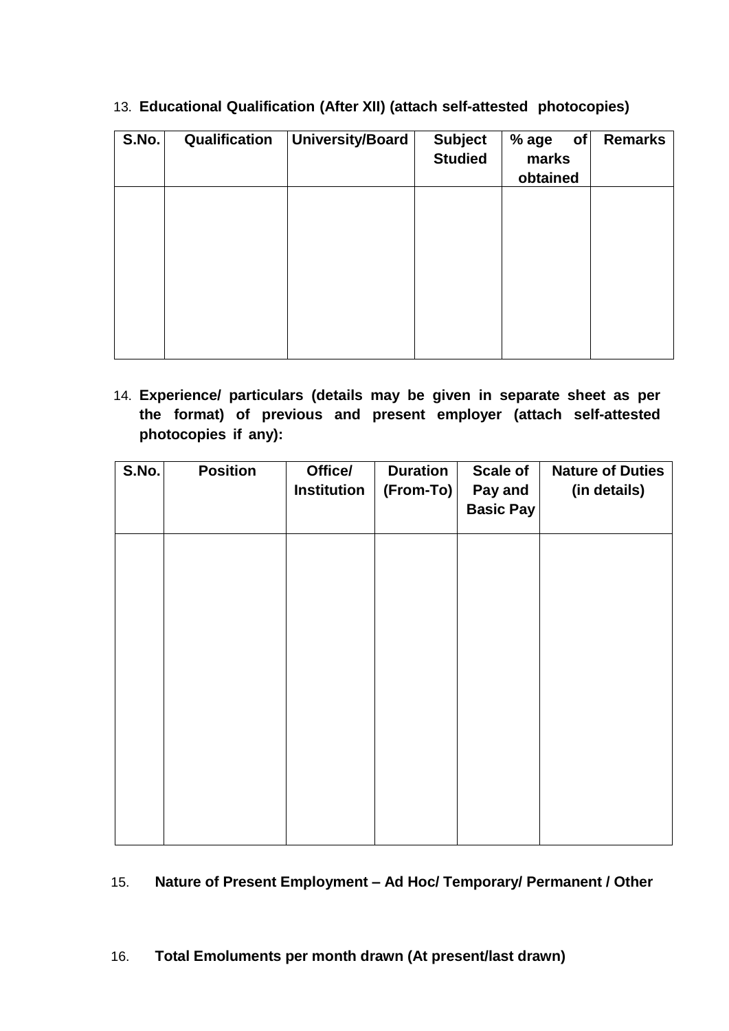13. **Educational Qualification (After XII) (attach self-attested photocopies)**

| S.No. | Qualification | University/Board | Subject Studied | % age of marks obtained | Remarks |
|---|---|---|---|---|---|
| | | | | | |

14. **Experience/ particulars (details may be given in separate sheet as per the format) of previous and present employer (attach self-attested photocopies if any):**

| S.No. | Position | Office/ Institution | Duration (From-To) | Scale of Pay and Basic Pay | Nature of Duties (in details) |
|---|---|---|---|---|---|
| | | | | | |

15. **Nature of Present Employment – Ad Hoc/ Temporary/ Permanent / Other**

16. **Total Emoluments per month drawn (At present/last drawn)**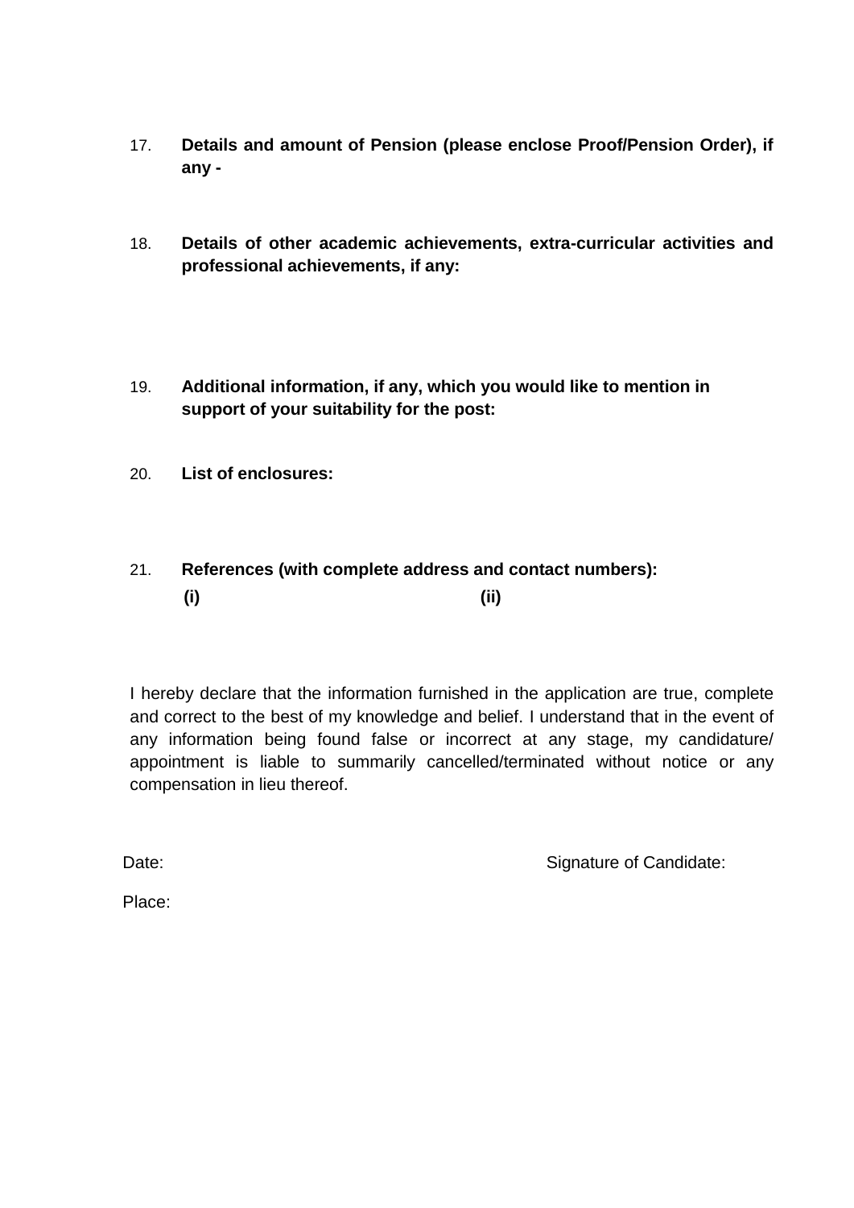17. **Details and amount of Pension (please enclose Proof/Pension Order), if any -**

18. **Details of other academic achievements, extra-curricular activities and professional achievements, if any:**

19. **Additional information, if any, which you would like to mention in support of your suitability for the post:**

20. **List of enclosures:**

21. **References (with complete address and contact numbers):**

    **(i)** **(ii)**

I hereby declare that the information furnished in the application are true, complete and correct to the best of my knowledge and belief. I understand that in the event of any information being found false or incorrect at any stage, my candidature/ appointment is liable to summarily cancelled/terminated without notice or any compensation in lieu thereof.

Date: Signature of Candidate:

Place: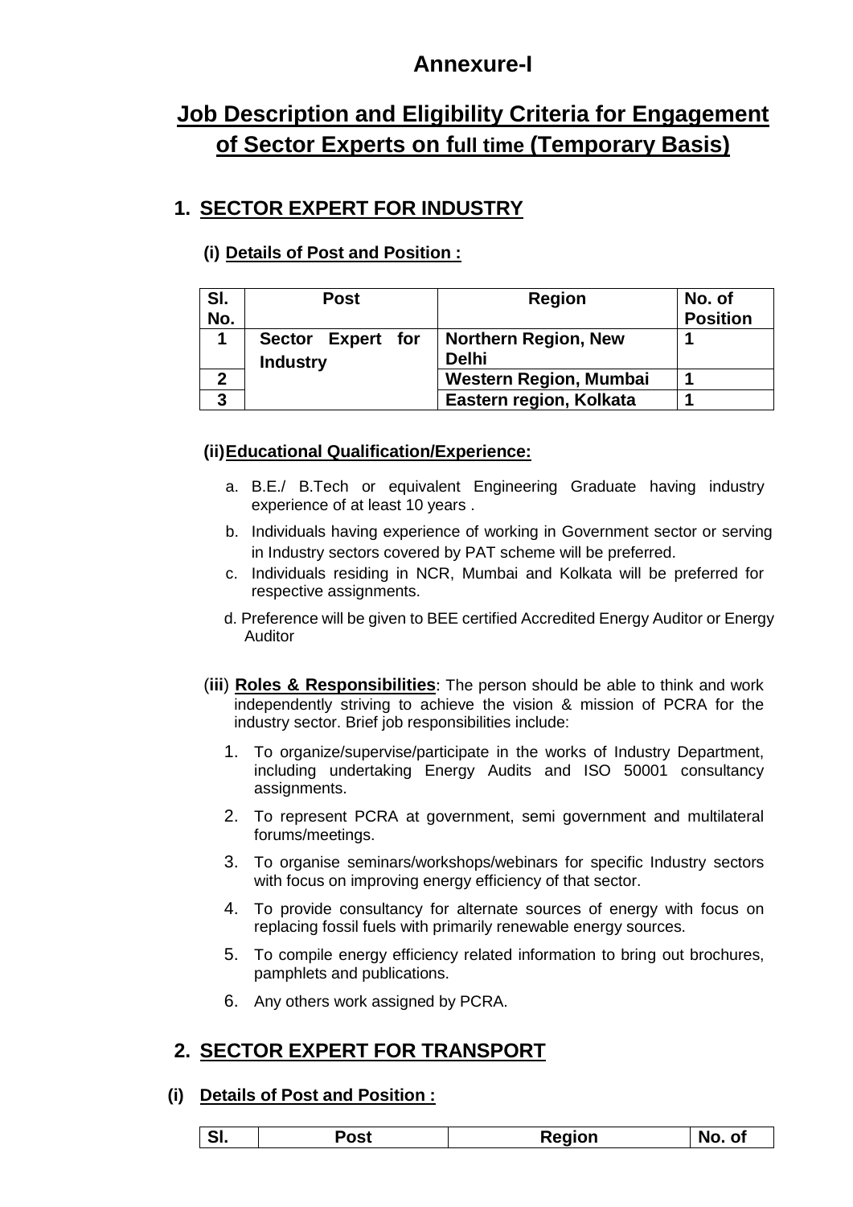# Annexure-I

## Job Description and Eligibility Criteria for Engagement of Sector Experts on full time (Temporary Basis)

## 1. SECTOR EXPERT FOR INDUSTRY

### (i) Details of Post and Position :

| Sl. No. | Post | Region | No. of Position |
|---|---|---|---|
| 1 | Sector Expert for Industry | Northern Region, New Delhi | 1 |
| 2 | | Western Region, Mumbai | 1 |
| 3 | | Eastern region, Kolkata | 1 |

### (ii) Educational Qualification/Experience:

a. B.E./ B.Tech or equivalent Engineering Graduate having industry experience of at least 10 years .

b. Individuals having experience of working in Government sector or serving in Industry sectors covered by PAT scheme will be preferred.

c. Individuals residing in NCR, Mumbai and Kolkata will be preferred for respective assignments.

d. Preference will be given to BEE certified Accredited Energy Auditor or Energy Auditor

(iii) **Roles & Responsibilities**: The person should be able to think and work independently striving to achieve the vision & mission of PCRA for the industry sector. Brief job responsibilities include:

1. To organize/supervise/participate in the works of Industry Department, including undertaking Energy Audits and ISO 50001 consultancy assignments.
2. To represent PCRA at government, semi government and multilateral forums/meetings.
3. To organise seminars/workshops/webinars for specific Industry sectors with focus on improving energy efficiency of that sector.
4. To provide consultancy for alternate sources of energy with focus on replacing fossil fuels with primarily renewable energy sources.
5. To compile energy efficiency related information to bring out brochures, pamphlets and publications.
6. Any others work assigned by PCRA.

## 2. SECTOR EXPERT FOR TRANSPORT

### (i) Details of Post and Position :

| Sl. | Post | Region | No. of |
|---|---|---|---|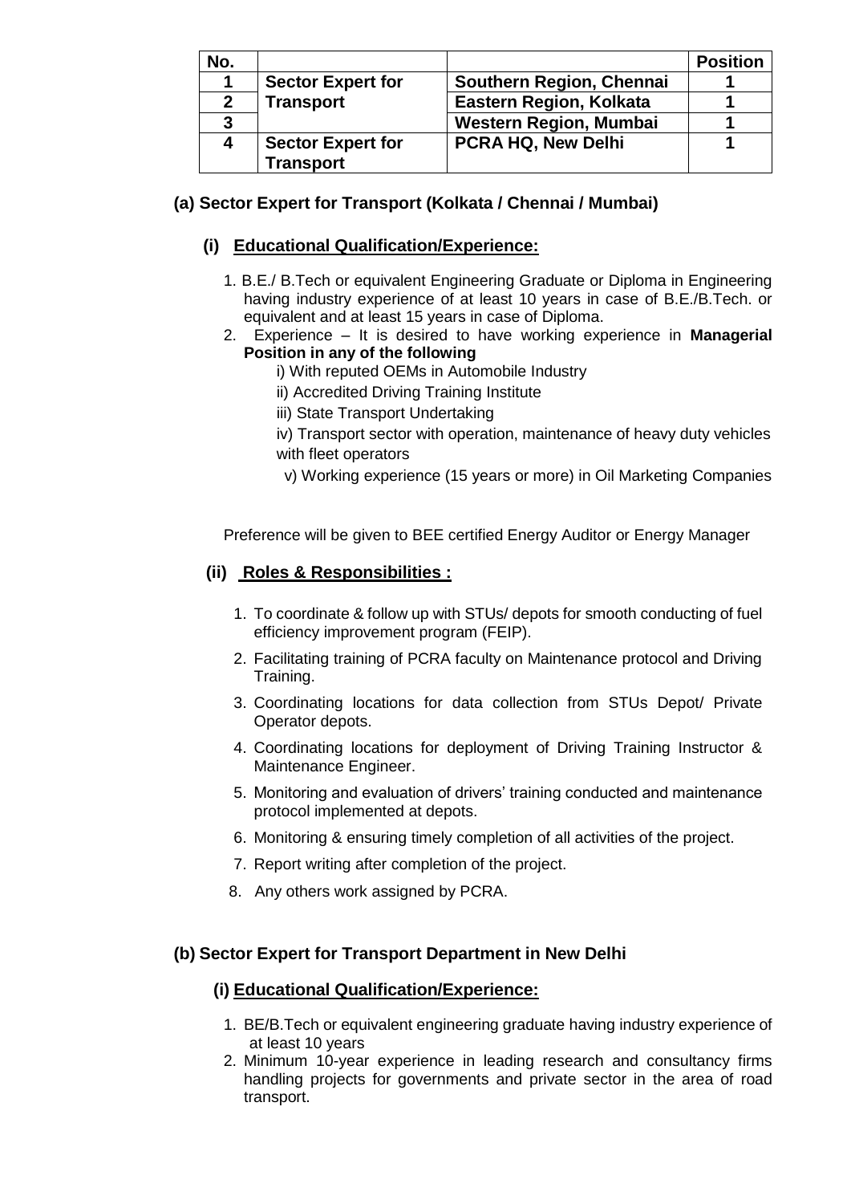| No. | | | Position |
|---|---|---|---|
| 1 | Sector Expert for Transport | Southern Region, Chennai | 1 |
| 2 | | Eastern Region, Kolkata | 1 |
| 3 | | Western Region, Mumbai | 1 |
| 4 | Sector Expert for Transport | PCRA HQ, New Delhi | 1 |

### (a) Sector Expert for Transport (Kolkata / Chennai / Mumbai)

#### (i) Educational Qualification/Experience:

1. B.E./ B.Tech or equivalent Engineering Graduate or Diploma in Engineering having industry experience of at least 10 years in case of B.E./B.Tech. or equivalent and at least 15 years in case of Diploma.
2. Experience – It is desired to have working experience in **Managerial Position in any of the following**
   - i) With reputed OEMs in Automobile Industry
   - ii) Accredited Driving Training Institute
   - iii) State Transport Undertaking
   - iv) Transport sector with operation, maintenance of heavy duty vehicles with fleet operators
   - v) Working experience (15 years or more) in Oil Marketing Companies

Preference will be given to BEE certified Energy Auditor or Energy Manager

#### (ii) Roles & Responsibilities :

1. To coordinate & follow up with STUs/ depots for smooth conducting of fuel efficiency improvement program (FEIP).
2. Facilitating training of PCRA faculty on Maintenance protocol and Driving Training.
3. Coordinating locations for data collection from STUs Depot/ Private Operator depots.
4. Coordinating locations for deployment of Driving Training Instructor & Maintenance Engineer.
5. Monitoring and evaluation of drivers' training conducted and maintenance protocol implemented at depots.
6. Monitoring & ensuring timely completion of all activities of the project.
7. Report writing after completion of the project.
8. Any others work assigned by PCRA.

### (b) Sector Expert for Transport Department in New Delhi

#### (i) Educational Qualification/Experience:

1. BE/B.Tech or equivalent engineering graduate having industry experience of at least 10 years
2. Minimum 10-year experience in leading research and consultancy firms handling projects for governments and private sector in the area of road transport.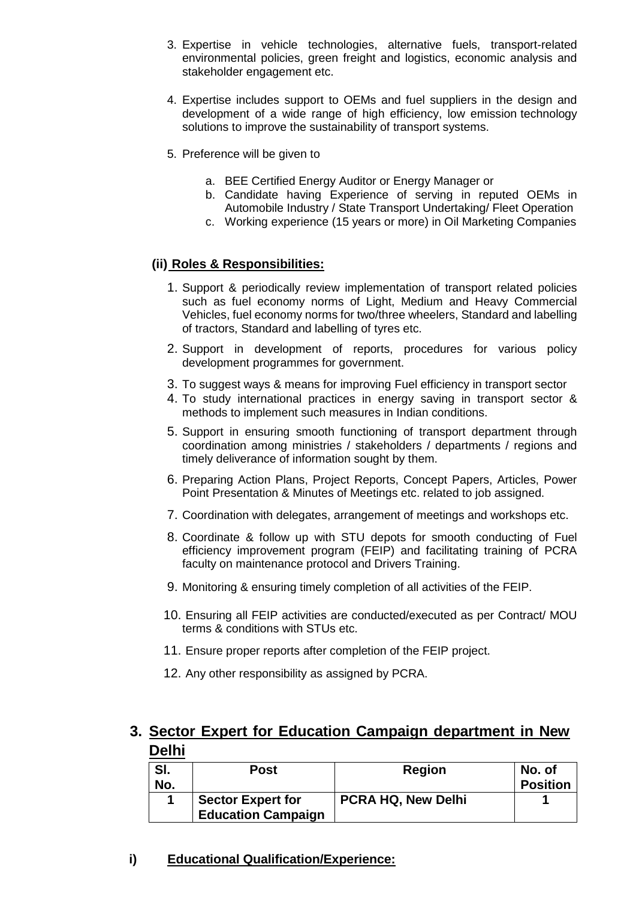3. Expertise in vehicle technologies, alternative fuels, transport-related environmental policies, green freight and logistics, economic analysis and stakeholder engagement etc.

4. Expertise includes support to OEMs and fuel suppliers in the design and development of a wide range of high efficiency, low emission technology solutions to improve the sustainability of transport systems.

5. Preference will be given to

   a. BEE Certified Energy Auditor or Energy Manager or
   b. Candidate having Experience of serving in reputed OEMs in Automobile Industry / State Transport Undertaking/ Fleet Operation
   c. Working experience (15 years or more) in Oil Marketing Companies

**(ii) <u>Roles & Responsibilities:</u>**

1. Support & periodically review implementation of transport related policies such as fuel economy norms of Light, Medium and Heavy Commercial Vehicles, fuel economy norms for two/three wheelers, Standard and labelling of tractors, Standard and labelling of tyres etc.
2. Support in development of reports, procedures for various policy development programmes for government.
3. To suggest ways & means for improving Fuel efficiency in transport sector
4. To study international practices in energy saving in transport sector & methods to implement such measures in Indian conditions.
5. Support in ensuring smooth functioning of transport department through coordination among ministries / stakeholders / departments / regions and timely deliverance of information sought by them.
6. Preparing Action Plans, Project Reports, Concept Papers, Articles, Power Point Presentation & Minutes of Meetings etc. related to job assigned.
7. Coordination with delegates, arrangement of meetings and workshops etc.
8. Coordinate & follow up with STU depots for smooth conducting of Fuel efficiency improvement program (FEIP) and facilitating training of PCRA faculty on maintenance protocol and Drivers Training.
9. Monitoring & ensuring timely completion of all activities of the FEIP.
10. Ensuring all FEIP activities are conducted/executed as per Contract/ MOU terms & conditions with STUs etc.
11. Ensure proper reports after completion of the FEIP project.
12. Any other responsibility as assigned by PCRA.

## 3. <u>Sector Expert for Education Campaign department in New Delhi</u>

| Sl. No. | Post | Region | No. of Position |
|---|---|---|---|
| **1** | **Sector Expert for Education Campaign** | **PCRA HQ, New Delhi** | **1** |

**i) <u>Educational Qualification/Experience:</u>**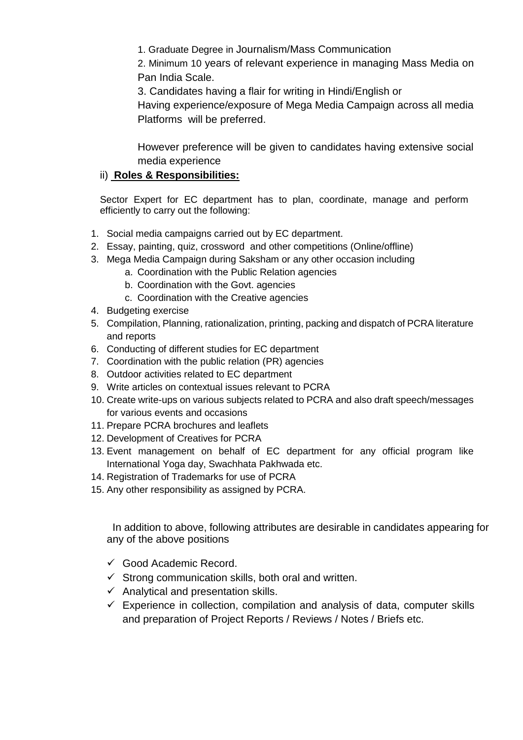1. Graduate Degree in Journalism/Mass Communication

2. Minimum 10 years of relevant experience in managing Mass Media on Pan India Scale.

3. Candidates having a flair for writing in Hindi/English or Having experience/exposure of Mega Media Campaign across all media Platforms will be preferred.

However preference will be given to candidates having extensive social media experience

ii) **Roles & Responsibilities:**

Sector Expert for EC department has to plan, coordinate, manage and perform efficiently to carry out the following:

1. Social media campaigns carried out by EC department.
2. Essay, painting, quiz, crossword and other competitions (Online/offline)
3. Mega Media Campaign during Saksham or any other occasion including
    a. Coordination with the Public Relation agencies
    b. Coordination with the Govt. agencies
    c. Coordination with the Creative agencies
4. Budgeting exercise
5. Compilation, Planning, rationalization, printing, packing and dispatch of PCRA literature and reports
6. Conducting of different studies for EC department
7. Coordination with the public relation (PR) agencies
8. Outdoor activities related to EC department
9. Write articles on contextual issues relevant to PCRA
10. Create write-ups on various subjects related to PCRA and also draft speech/messages for various events and occasions
11. Prepare PCRA brochures and leaflets
12. Development of Creatives for PCRA
13. Event management on behalf of EC department for any official program like International Yoga day, Swachhata Pakhwada etc.
14. Registration of Trademarks for use of PCRA
15. Any other responsibility as assigned by PCRA.

In addition to above, following attributes are desirable in candidates appearing for any of the above positions

- ✓ Good Academic Record.
- ✓ Strong communication skills, both oral and written.
- ✓ Analytical and presentation skills.
- ✓ Experience in collection, compilation and analysis of data, computer skills and preparation of Project Reports / Reviews / Notes / Briefs etc.